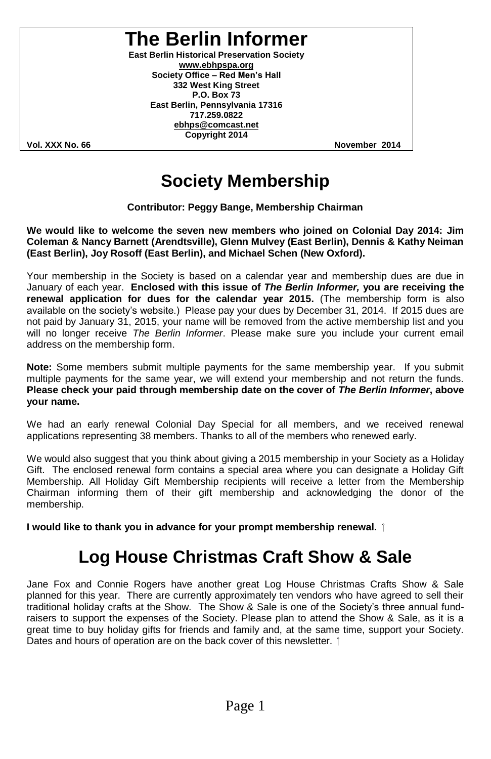# The Berlin Informer

**East Berlin Historical Preservation Society**
**www.ebhpspa.org**
**Society Office – Red Men's Hall**
**332 West King Street**
**P.O. Box 73**
**East Berlin, Pennsylvania 17316**
**717.259.0822**
**ebhps@comcast.net**
**Copyright 2014**

**Vol. XXX No. 66** **November 2014**

## Society Membership

**Contributor: Peggy Bange, Membership Chairman**

**We would like to welcome the seven new members who joined on Colonial Day 2014: Jim Coleman & Nancy Barnett (Arendtsville), Glenn Mulvey (East Berlin), Dennis & Kathy Neiman (East Berlin), Joy Rosoff (East Berlin), and Michael Schen (New Oxford).**

Your membership in the Society is based on a calendar year and membership dues are due in January of each year. **Enclosed with this issue of *The Berlin Informer,* you are receiving the renewal application for dues for the calendar year 2015.** (The membership form is also available on the society's website.) Please pay your dues by December 31, 2014. If 2015 dues are not paid by January 31, 2015, your name will be removed from the active membership list and you will no longer receive *The Berlin Informer*. Please make sure you include your current email address on the membership form.

**Note:** Some members submit multiple payments for the same membership year. If you submit multiple payments for the same year, we will extend your membership and not return the funds. **Please check your paid through membership date on the cover of *The Berlin Informer*, above your name.**

We had an early renewal Colonial Day Special for all members, and we received renewal applications representing 38 members. Thanks to all of the members who renewed early.

We would also suggest that you think about giving a 2015 membership in your Society as a Holiday Gift. The enclosed renewal form contains a special area where you can designate a Holiday Gift Membership. All Holiday Gift Membership recipients will receive a letter from the Membership Chairman informing them of their gift membership and acknowledging the donor of the membership.

**I would like to thank you in advance for your prompt membership renewal.**

## Log House Christmas Craft Show & Sale

Jane Fox and Connie Rogers have another great Log House Christmas Crafts Show & Sale planned for this year. There are currently approximately ten vendors who have agreed to sell their traditional holiday crafts at the Show. The Show & Sale is one of the Society's three annual fund-raisers to support the expenses of the Society. Please plan to attend the Show & Sale, as it is a great time to buy holiday gifts for friends and family and, at the same time, support your Society. Dates and hours of operation are on the back cover of this newsletter.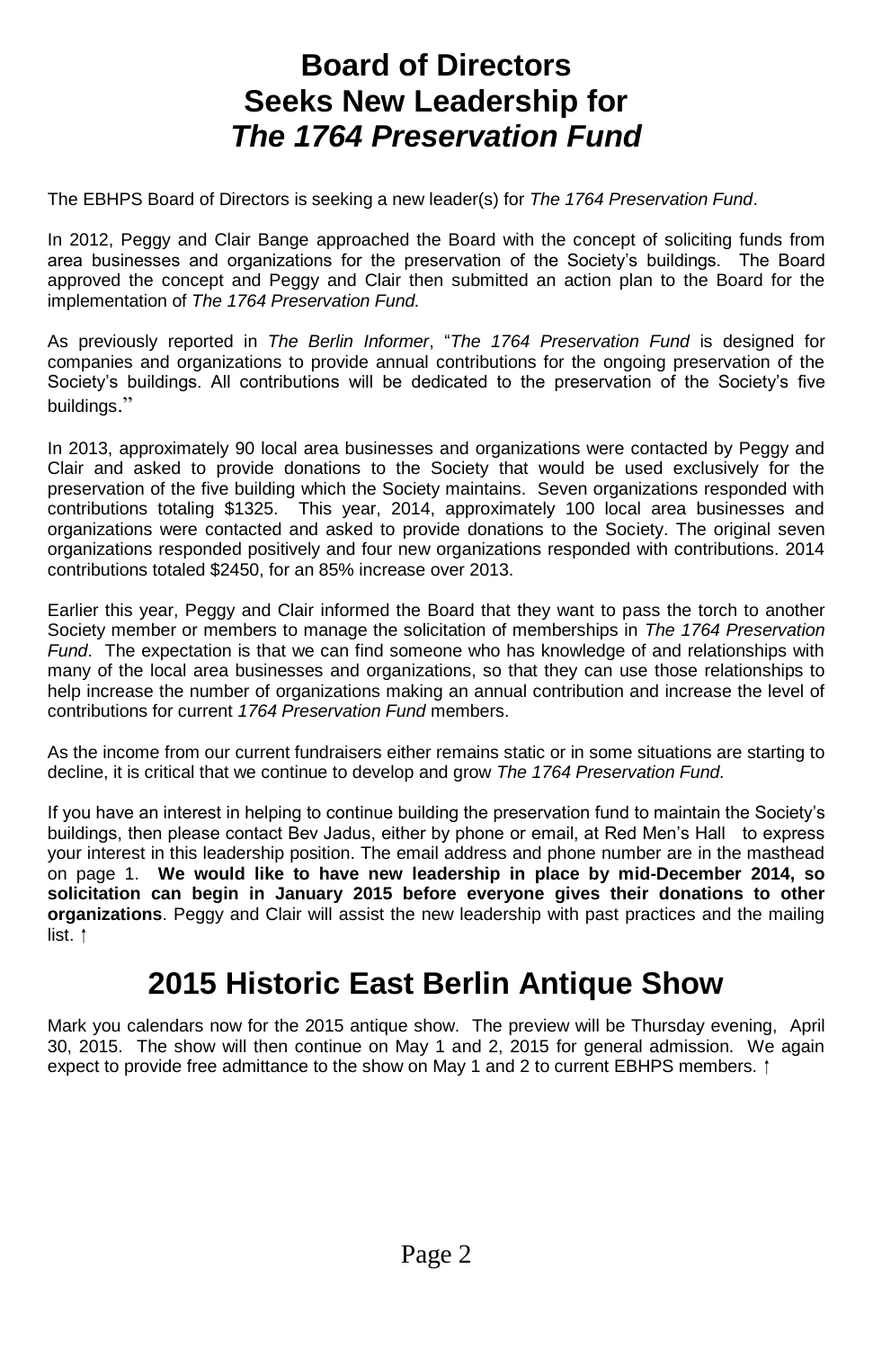# Board of Directors Seeks New Leadership for *The 1764 Preservation Fund*

The EBHPS Board of Directors is seeking a new leader(s) for *The 1764 Preservation Fund*.

In 2012, Peggy and Clair Bange approached the Board with the concept of soliciting funds from area businesses and organizations for the preservation of the Society's buildings. The Board approved the concept and Peggy and Clair then submitted an action plan to the Board for the implementation of *The 1764 Preservation Fund.*

As previously reported in *The Berlin Informer*, "*The 1764 Preservation Fund* is designed for companies and organizations to provide annual contributions for the ongoing preservation of the Society's buildings. All contributions will be dedicated to the preservation of the Society's five buildings."

In 2013, approximately 90 local area businesses and organizations were contacted by Peggy and Clair and asked to provide donations to the Society that would be used exclusively for the preservation of the five building which the Society maintains. Seven organizations responded with contributions totaling $1325. This year, 2014, approximately 100 local area businesses and organizations were contacted and asked to provide donations to the Society. The original seven organizations responded positively and four new organizations responded with contributions. 2014 contributions totaled $2450, for an 85% increase over 2013.

Earlier this year, Peggy and Clair informed the Board that they want to pass the torch to another Society member or members to manage the solicitation of memberships in *The 1764 Preservation Fund*. The expectation is that we can find someone who has knowledge of and relationships with many of the local area businesses and organizations, so that they can use those relationships to help increase the number of organizations making an annual contribution and increase the level of contributions for current *1764 Preservation Fund* members.

As the income from our current fundraisers either remains static or in some situations are starting to decline, it is critical that we continue to develop and grow *The 1764 Preservation Fund.*

If you have an interest in helping to continue building the preservation fund to maintain the Society's buildings, then please contact Bev Jadus, either by phone or email, at Red Men's Hall to express your interest in this leadership position. The email address and phone number are in the masthead on page 1. **We would like to have new leadership in place by mid-December 2014, so solicitation can begin in January 2015 before everyone gives their donations to other organizations**. Peggy and Clair will assist the new leadership with past practices and the mailing list. ↑

# 2015 Historic East Berlin Antique Show

Mark you calendars now for the 2015 antique show. The preview will be Thursday evening, April 30, 2015. The show will then continue on May 1 and 2, 2015 for general admission. We again expect to provide free admittance to the show on May 1 and 2 to current EBHPS members. ↑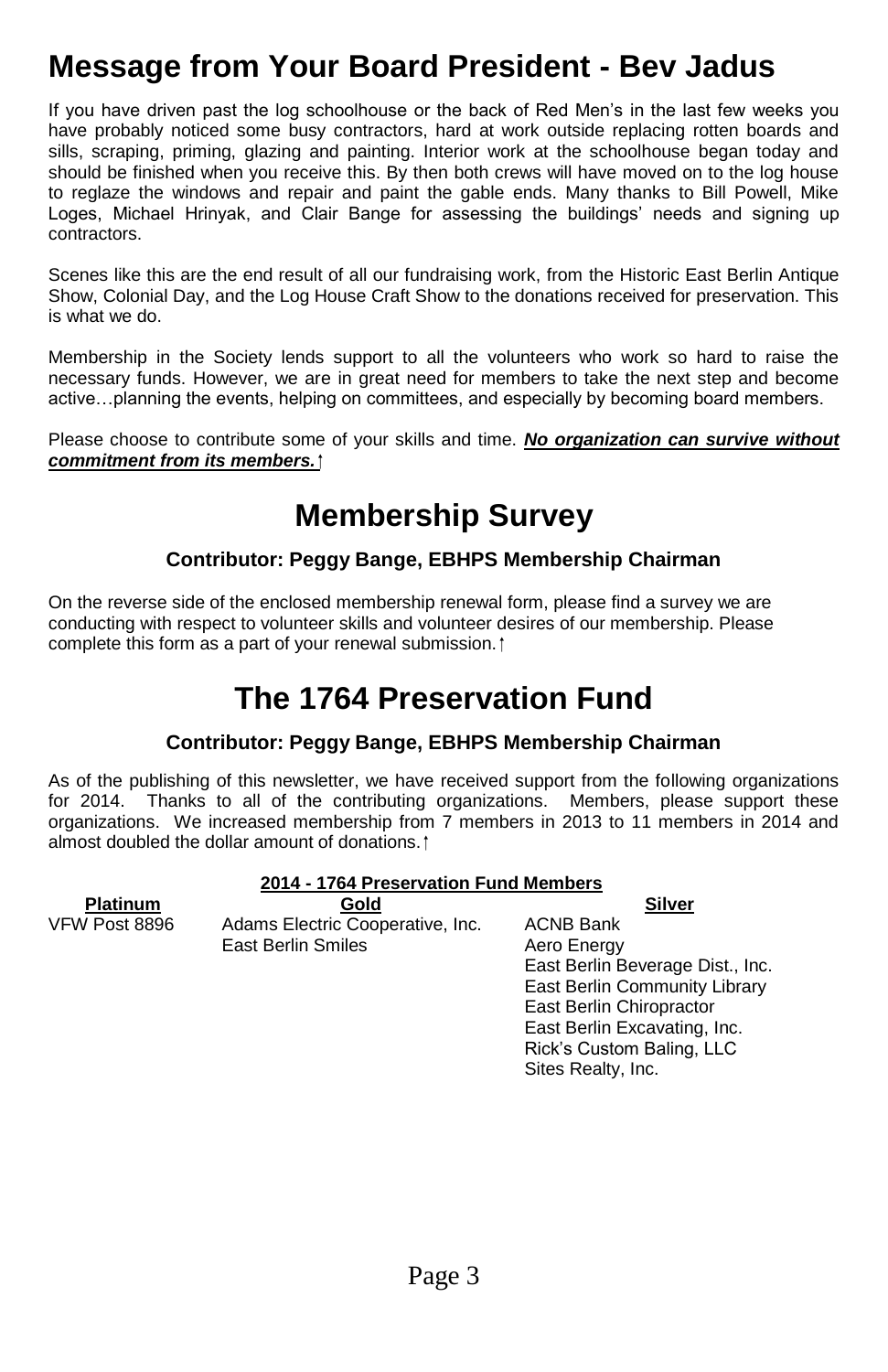# Message from Your Board President - Bev Jadus

If you have driven past the log schoolhouse or the back of Red Men's in the last few weeks you have probably noticed some busy contractors, hard at work outside replacing rotten boards and sills, scraping, priming, glazing and painting. Interior work at the schoolhouse began today and should be finished when you receive this. By then both crews will have moved on to the log house to reglaze the windows and repair and paint the gable ends. Many thanks to Bill Powell, Mike Loges, Michael Hrinyak, and Clair Bange for assessing the buildings' needs and signing up contractors.

Scenes like this are the end result of all our fundraising work, from the Historic East Berlin Antique Show, Colonial Day, and the Log House Craft Show to the donations received for preservation. This is what we do.

Membership in the Society lends support to all the volunteers who work so hard to raise the necessary funds. However, we are in great need for members to take the next step and become active…planning the events, helping on committees, and especially by becoming board members.

Please choose to contribute some of your skills and time. ***No organization can survive without commitment from its members.***

# Membership Survey

### Contributor: Peggy Bange, EBHPS Membership Chairman

On the reverse side of the enclosed membership renewal form, please find a survey we are conducting with respect to volunteer skills and volunteer desires of our membership. Please complete this form as a part of your renewal submission.

# The 1764 Preservation Fund

### Contributor: Peggy Bange, EBHPS Membership Chairman

As of the publishing of this newsletter, we have received support from the following organizations for 2014. Thanks to all of the contributing organizations. Members, please support these organizations. We increased membership from 7 members in 2013 to 11 members in 2014 and almost doubled the dollar amount of donations.

**2014 - 1764 Preservation Fund Members**

| Platinum | Gold | Silver |
|---|---|---|
| VFW Post 8896 | Adams Electric Cooperative, Inc. | ACNB Bank |
| | East Berlin Smiles | Aero Energy |
| | | East Berlin Beverage Dist., Inc. |
| | | East Berlin Community Library |
| | | East Berlin Chiropractor |
| | | East Berlin Excavating, Inc. |
| | | Rick's Custom Baling, LLC |
| | | Sites Realty, Inc. |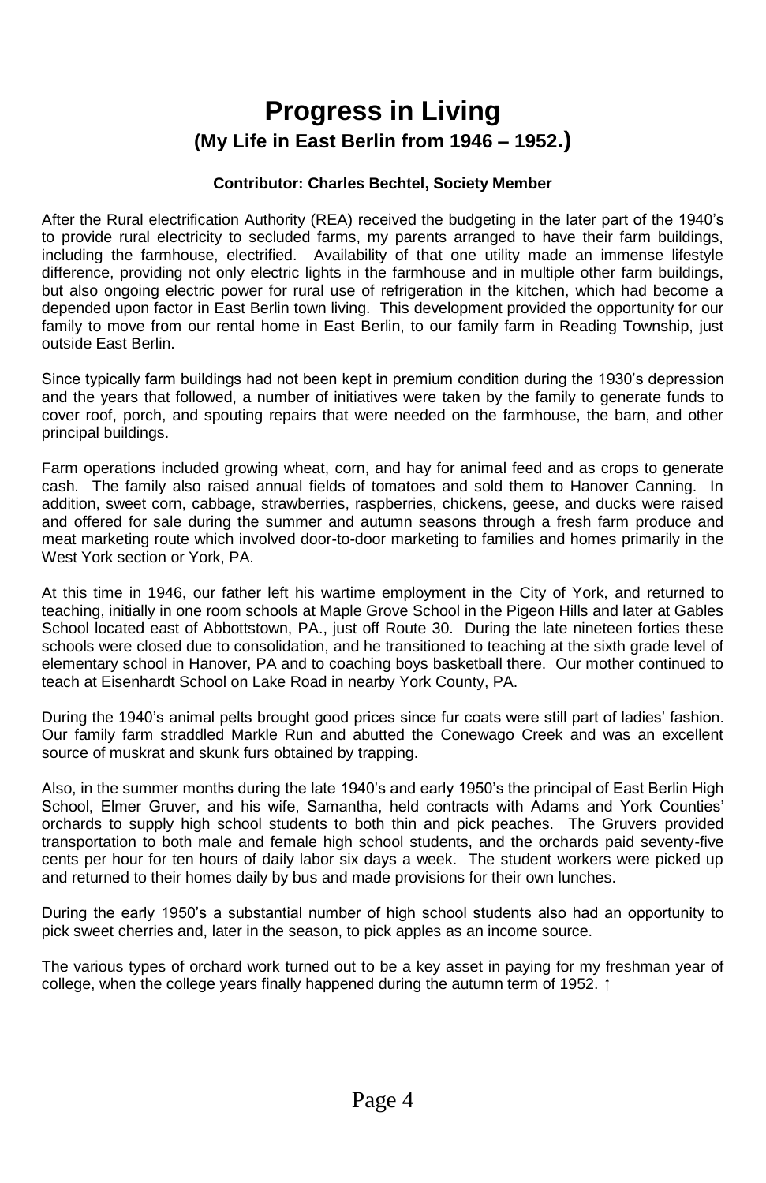# Progress in Living

## (My Life in East Berlin from 1946 – 1952.)

**Contributor: Charles Bechtel, Society Member**

After the Rural electrification Authority (REA) received the budgeting in the later part of the 1940's to provide rural electricity to secluded farms, my parents arranged to have their farm buildings, including the farmhouse, electrified. Availability of that one utility made an immense lifestyle difference, providing not only electric lights in the farmhouse and in multiple other farm buildings, but also ongoing electric power for rural use of refrigeration in the kitchen, which had become a depended upon factor in East Berlin town living. This development provided the opportunity for our family to move from our rental home in East Berlin, to our family farm in Reading Township, just outside East Berlin.

Since typically farm buildings had not been kept in premium condition during the 1930's depression and the years that followed, a number of initiatives were taken by the family to generate funds to cover roof, porch, and spouting repairs that were needed on the farmhouse, the barn, and other principal buildings.

Farm operations included growing wheat, corn, and hay for animal feed and as crops to generate cash. The family also raised annual fields of tomatoes and sold them to Hanover Canning. In addition, sweet corn, cabbage, strawberries, raspberries, chickens, geese, and ducks were raised and offered for sale during the summer and autumn seasons through a fresh farm produce and meat marketing route which involved door-to-door marketing to families and homes primarily in the West York section or York, PA.

At this time in 1946, our father left his wartime employment in the City of York, and returned to teaching, initially in one room schools at Maple Grove School in the Pigeon Hills and later at Gables School located east of Abbottstown, PA., just off Route 30. During the late nineteen forties these schools were closed due to consolidation, and he transitioned to teaching at the sixth grade level of elementary school in Hanover, PA and to coaching boys basketball there. Our mother continued to teach at Eisenhardt School on Lake Road in nearby York County, PA.

During the 1940's animal pelts brought good prices since fur coats were still part of ladies' fashion. Our family farm straddled Markle Run and abutted the Conewago Creek and was an excellent source of muskrat and skunk furs obtained by trapping.

Also, in the summer months during the late 1940's and early 1950's the principal of East Berlin High School, Elmer Gruver, and his wife, Samantha, held contracts with Adams and York Counties' orchards to supply high school students to both thin and pick peaches. The Gruvers provided transportation to both male and female high school students, and the orchards paid seventy-five cents per hour for ten hours of daily labor six days a week. The student workers were picked up and returned to their homes daily by bus and made provisions for their own lunches.

During the early 1950's a substantial number of high school students also had an opportunity to pick sweet cherries and, later in the season, to pick apples as an income source.

The various types of orchard work turned out to be a key asset in paying for my freshman year of college, when the college years finally happened during the autumn term of 1952. ↑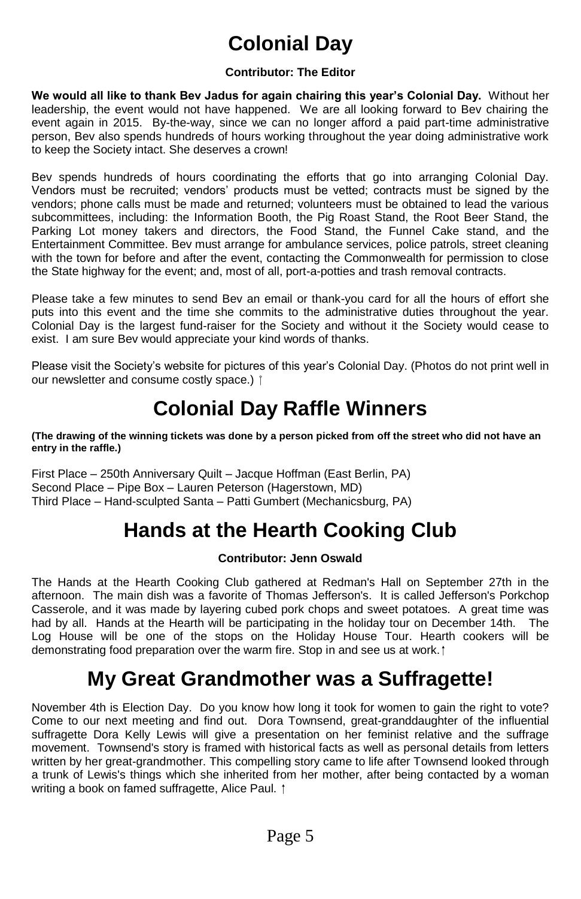# Colonial Day

**Contributor: The Editor**

**We would all like to thank Bev Jadus for again chairing this year's Colonial Day.** Without her leadership, the event would not have happened. We are all looking forward to Bev chairing the event again in 2015. By-the-way, since we can no longer afford a paid part-time administrative person, Bev also spends hundreds of hours working throughout the year doing administrative work to keep the Society intact. She deserves a crown!

Bev spends hundreds of hours coordinating the efforts that go into arranging Colonial Day. Vendors must be recruited; vendors' products must be vetted; contracts must be signed by the vendors; phone calls must be made and returned; volunteers must be obtained to lead the various subcommittees, including: the Information Booth, the Pig Roast Stand, the Root Beer Stand, the Parking Lot money takers and directors, the Food Stand, the Funnel Cake stand, and the Entertainment Committee. Bev must arrange for ambulance services, police patrols, street cleaning with the town for before and after the event, contacting the Commonwealth for permission to close the State highway for the event; and, most of all, port-a-potties and trash removal contracts.

Please take a few minutes to send Bev an email or thank-you card for all the hours of effort she puts into this event and the time she commits to the administrative duties throughout the year. Colonial Day is the largest fund-raiser for the Society and without it the Society would cease to exist. I am sure Bev would appreciate your kind words of thanks.

Please visit the Society's website for pictures of this year's Colonial Day. (Photos do not print well in our newsletter and consume costly space.) ↑

# Colonial Day Raffle Winners

**(The drawing of the winning tickets was done by a person picked from off the street who did not have an entry in the raffle.)**

First Place – 250th Anniversary Quilt – Jacque Hoffman (East Berlin, PA)
Second Place – Pipe Box – Lauren Peterson (Hagerstown, MD)
Third Place – Hand-sculpted Santa – Patti Gumbert (Mechanicsburg, PA)

# Hands at the Hearth Cooking Club

**Contributor: Jenn Oswald**

The Hands at the Hearth Cooking Club gathered at Redman's Hall on September 27th in the afternoon. The main dish was a favorite of Thomas Jefferson's. It is called Jefferson's Porkchop Casserole, and it was made by layering cubed pork chops and sweet potatoes. A great time was had by all. Hands at the Hearth will be participating in the holiday tour on December 14th. The Log House will be one of the stops on the Holiday House Tour. Hearth cookers will be demonstrating food preparation over the warm fire. Stop in and see us at work.↑

# My Great Grandmother was a Suffragette!

November 4th is Election Day. Do you know how long it took for women to gain the right to vote? Come to our next meeting and find out. Dora Townsend, great-granddaughter of the influential suffragette Dora Kelly Lewis will give a presentation on her feminist relative and the suffrage movement. Townsend's story is framed with historical facts as well as personal details from letters written by her great-grandmother. This compelling story came to life after Townsend looked through a trunk of Lewis's things which she inherited from her mother, after being contacted by a woman writing a book on famed suffragette, Alice Paul. ↑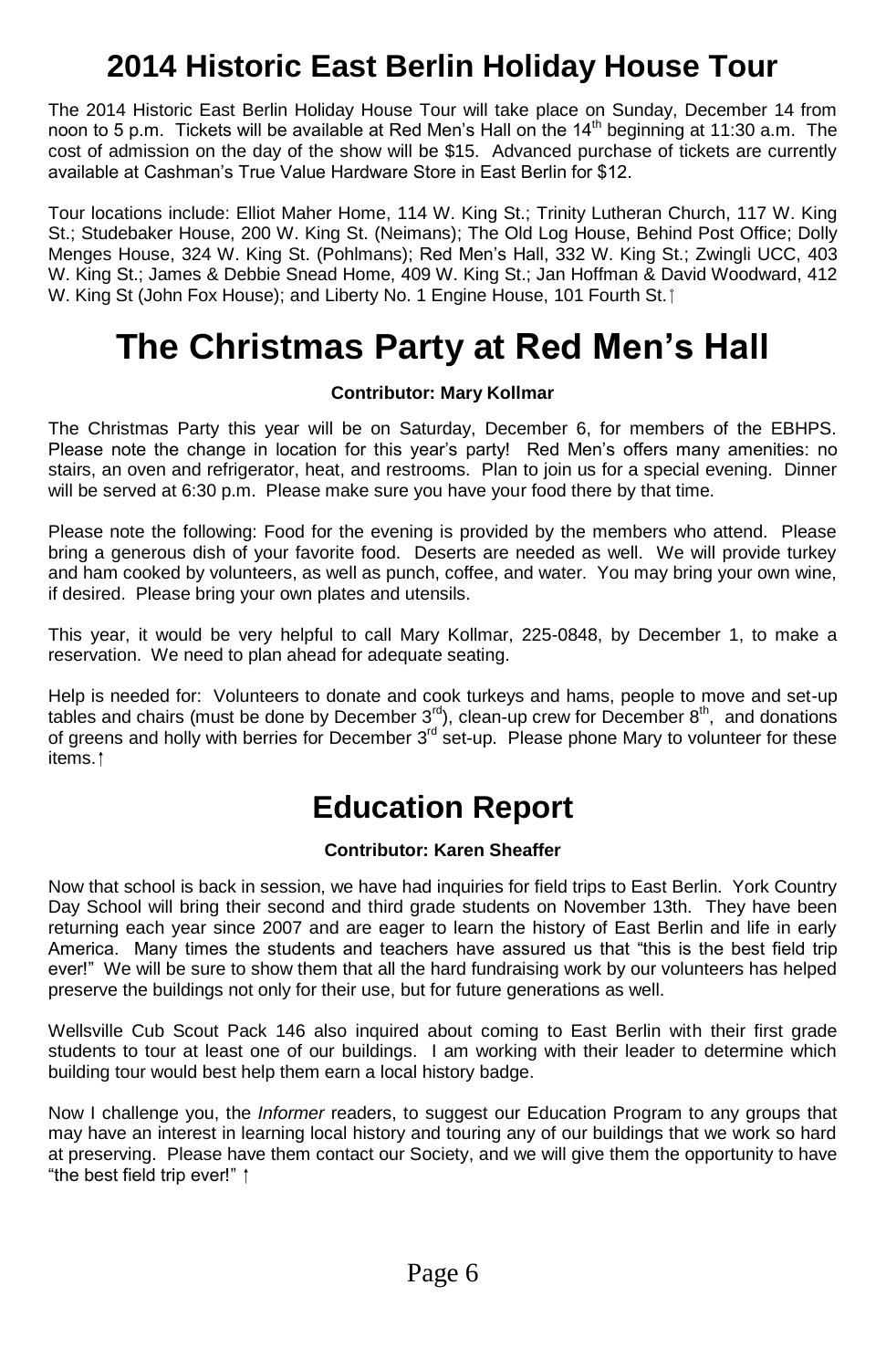# 2014 Historic East Berlin Holiday House Tour

The 2014 Historic East Berlin Holiday House Tour will take place on Sunday, December 14 from noon to 5 p.m. Tickets will be available at Red Men's Hall on the 14th beginning at 11:30 a.m. The cost of admission on the day of the show will be $15. Advanced purchase of tickets are currently available at Cashman's True Value Hardware Store in East Berlin for $12.

Tour locations include: Elliot Maher Home, 114 W. King St.; Trinity Lutheran Church, 117 W. King St.; Studebaker House, 200 W. King St. (Neimans); The Old Log House, Behind Post Office; Dolly Menges House, 324 W. King St. (Pohlmans); Red Men's Hall, 332 W. King St.; Zwingli UCC, 403 W. King St.; James & Debbie Snead Home, 409 W. King St.; Jan Hoffman & David Woodward, 412 W. King St (John Fox House); and Liberty No. 1 Engine House, 101 Fourth St.

# The Christmas Party at Red Men's Hall

**Contributor: Mary Kollmar**

The Christmas Party this year will be on Saturday, December 6, for members of the EBHPS. Please note the change in location for this year's party! Red Men's offers many amenities: no stairs, an oven and refrigerator, heat, and restrooms. Plan to join us for a special evening. Dinner will be served at 6:30 p.m. Please make sure you have your food there by that time.

Please note the following: Food for the evening is provided by the members who attend. Please bring a generous dish of your favorite food. Deserts are needed as well. We will provide turkey and ham cooked by volunteers, as well as punch, coffee, and water. You may bring your own wine, if desired. Please bring your own plates and utensils.

This year, it would be very helpful to call Mary Kollmar, 225-0848, by December 1, to make a reservation. We need to plan ahead for adequate seating.

Help is needed for: Volunteers to donate and cook turkeys and hams, people to move and set-up tables and chairs (must be done by December 3rd), clean-up crew for December 8th, and donations of greens and holly with berries for December 3rd set-up. Please phone Mary to volunteer for these items.

# Education Report

**Contributor: Karen Sheaffer**

Now that school is back in session, we have had inquiries for field trips to East Berlin. York Country Day School will bring their second and third grade students on November 13th. They have been returning each year since 2007 and are eager to learn the history of East Berlin and life in early America. Many times the students and teachers have assured us that "this is the best field trip ever!" We will be sure to show them that all the hard fundraising work by our volunteers has helped preserve the buildings not only for their use, but for future generations as well.

Wellsville Cub Scout Pack 146 also inquired about coming to East Berlin with their first grade students to tour at least one of our buildings. I am working with their leader to determine which building tour would best help them earn a local history badge.

Now I challenge you, the *Informer* readers, to suggest our Education Program to any groups that may have an interest in learning local history and touring any of our buildings that we work so hard at preserving. Please have them contact our Society, and we will give them the opportunity to have "the best field trip ever!"